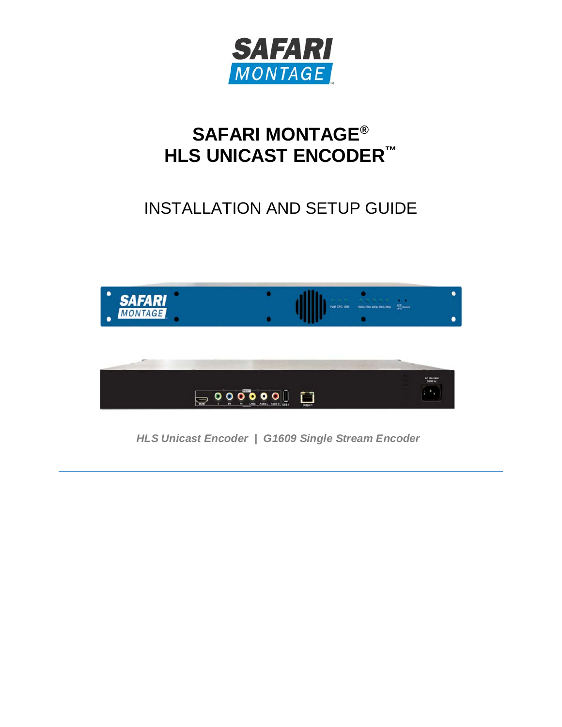# SAFARI MONTAGE®
# HLS UNICAST ENCODER™

## INSTALLATION AND SETUP GUIDE

*HLS Unicast Encoder | G1609 Single Stream Encoder*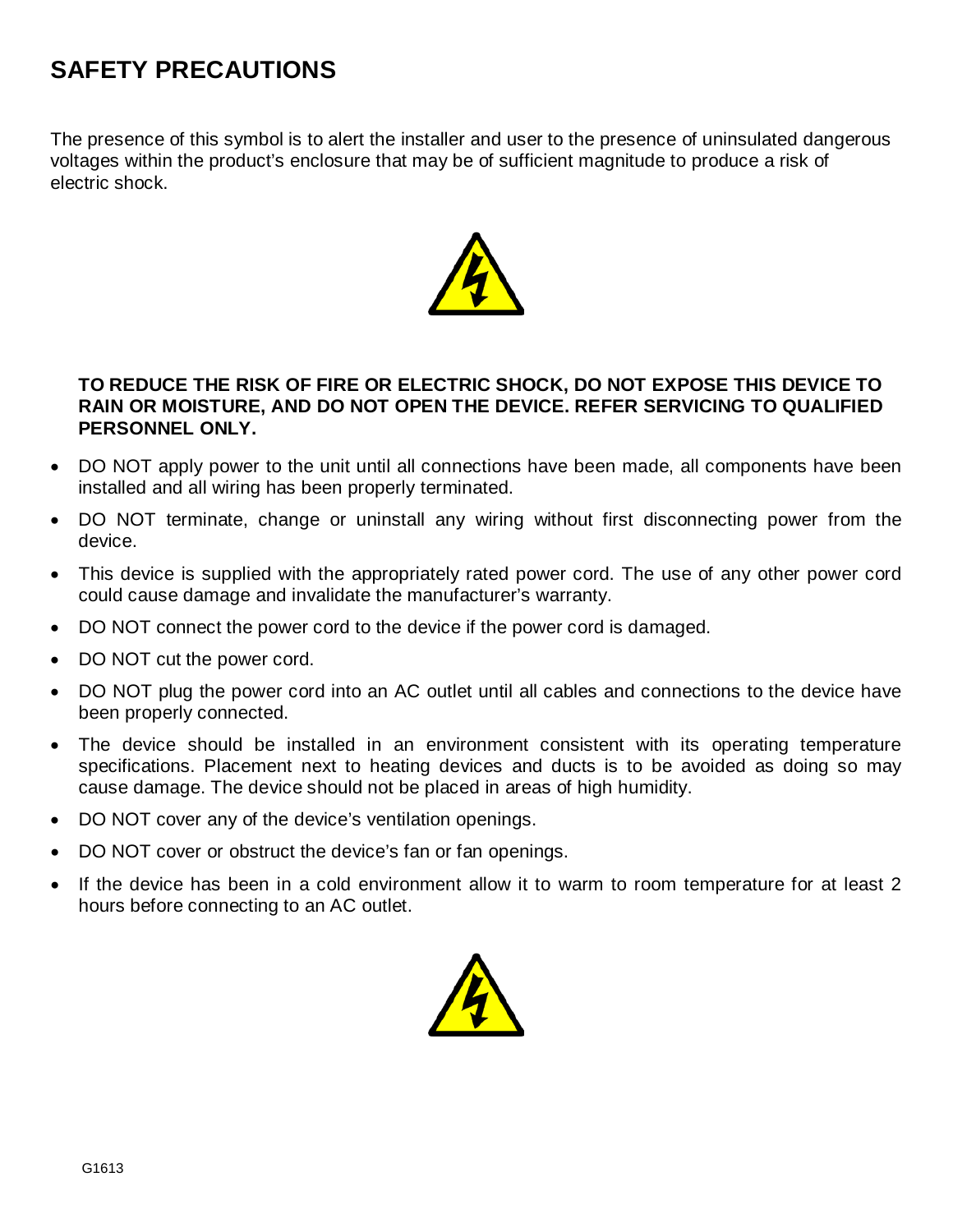# SAFETY PRECAUTIONS

The presence of this symbol is to alert the installer and user to the presence of uninsulated dangerous voltages within the product's enclosure that may be of sufficient magnitude to produce a risk of electric shock.

**TO REDUCE THE RISK OF FIRE OR ELECTRIC SHOCK, DO NOT EXPOSE THIS DEVICE TO RAIN OR MOISTURE, AND DO NOT OPEN THE DEVICE. REFER SERVICING TO QUALIFIED PERSONNEL ONLY.**

- DO NOT apply power to the unit until all connections have been made, all components have been installed and all wiring has been properly terminated.
- DO NOT terminate, change or uninstall any wiring without first disconnecting power from the device.
- This device is supplied with the appropriately rated power cord. The use of any other power cord could cause damage and invalidate the manufacturer's warranty.
- DO NOT connect the power cord to the device if the power cord is damaged.
- DO NOT cut the power cord.
- DO NOT plug the power cord into an AC outlet until all cables and connections to the device have been properly connected.
- The device should be installed in an environment consistent with its operating temperature specifications. Placement next to heating devices and ducts is to be avoided as doing so may cause damage. The device should not be placed in areas of high humidity.
- DO NOT cover any of the device's ventilation openings.
- DO NOT cover or obstruct the device's fan or fan openings.
- If the device has been in a cold environment allow it to warm to room temperature for at least 2 hours before connecting to an AC outlet.

G1613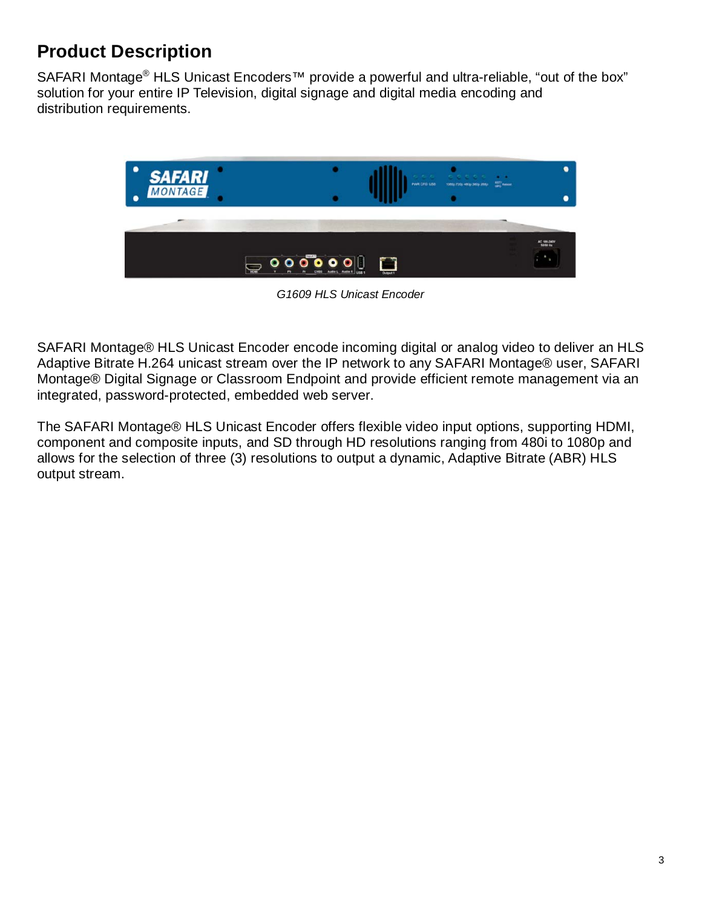## Product Description

SAFARI Montage® HLS Unicast Encoders™ provide a powerful and ultra-reliable, "out of the box" solution for your entire IP Television, digital signage and digital media encoding and distribution requirements.

*G1609 HLS Unicast Encoder*

SAFARI Montage® HLS Unicast Encoder encode incoming digital or analog video to deliver an HLS Adaptive Bitrate H.264 unicast stream over the IP network to any SAFARI Montage® user, SAFARI Montage® Digital Signage or Classroom Endpoint and provide efficient remote management via an integrated, password-protected, embedded web server.

The SAFARI Montage® HLS Unicast Encoder offers flexible video input options, supporting HDMI, component and composite inputs, and SD through HD resolutions ranging from 480i to 1080p and allows for the selection of three (3) resolutions to output a dynamic, Adaptive Bitrate (ABR) HLS output stream.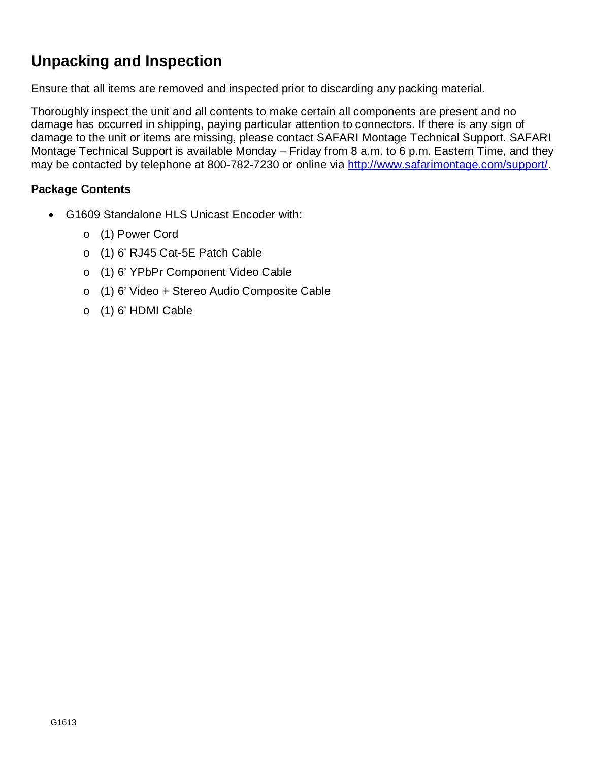## Unpacking and Inspection

Ensure that all items are removed and inspected prior to discarding any packing material.

Thoroughly inspect the unit and all contents to make certain all components are present and no damage has occurred in shipping, paying particular attention to connectors. If there is any sign of damage to the unit or items are missing, please contact SAFARI Montage Technical Support. SAFARI Montage Technical Support is available Monday – Friday from 8 a.m. to 6 p.m. Eastern Time, and they may be contacted by telephone at 800-782-7230 or online via [http://www.safarimontage.com/support/](http://www.safarimontage.com/support/).

**Package Contents**

- G1609 Standalone HLS Unicast Encoder with:
    - (1) Power Cord
    - (1) 6' RJ45 Cat-5E Patch Cable
    - (1) 6' YPbPr Component Video Cable
    - (1) 6' Video + Stereo Audio Composite Cable
    - (1) 6' HDMI Cable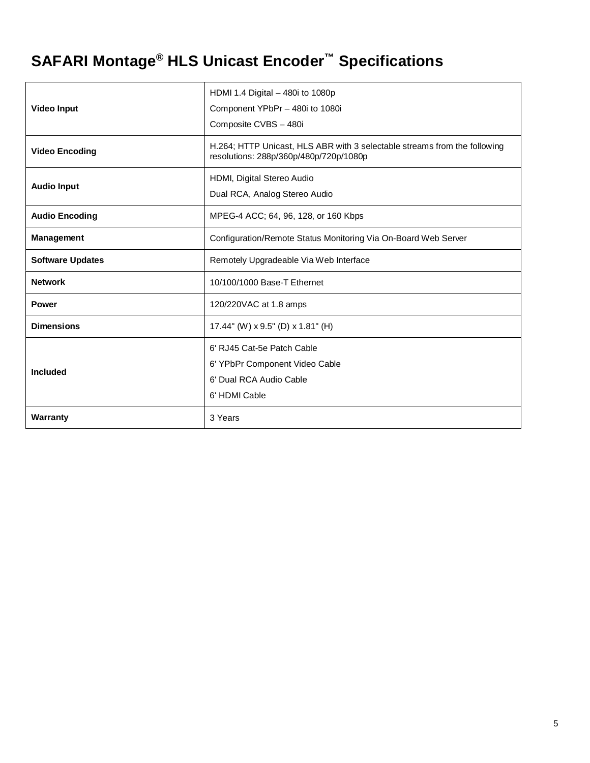# SAFARI Montage® HLS Unicast Encoder™ Specifications

| | |
|---|---|
| **Video Input** | HDMI 1.4 Digital – 480i to 1080p<br>Component YPbPr – 480i to 1080i<br>Composite CVBS – 480i |
| **Video Encoding** | H.264; HTTP Unicast, HLS ABR with 3 selectable streams from the following resolutions: 288p/360p/480p/720p/1080p |
| **Audio Input** | HDMI, Digital Stereo Audio<br>Dual RCA, Analog Stereo Audio |
| **Audio Encoding** | MPEG-4 ACC; 64, 96, 128, or 160 Kbps |
| **Management** | Configuration/Remote Status Monitoring Via On-Board Web Server |
| **Software Updates** | Remotely Upgradeable Via Web Interface |
| **Network** | 10/100/1000 Base-T Ethernet |
| **Power** | 120/220VAC at 1.8 amps |
| **Dimensions** | 17.44" (W) x 9.5" (D) x 1.81" (H) |
| **Included** | 6' RJ45 Cat-5e Patch Cable<br>6' YPbPr Component Video Cable<br>6' Dual RCA Audio Cable<br>6' HDMI Cable |
| **Warranty** | 3 Years |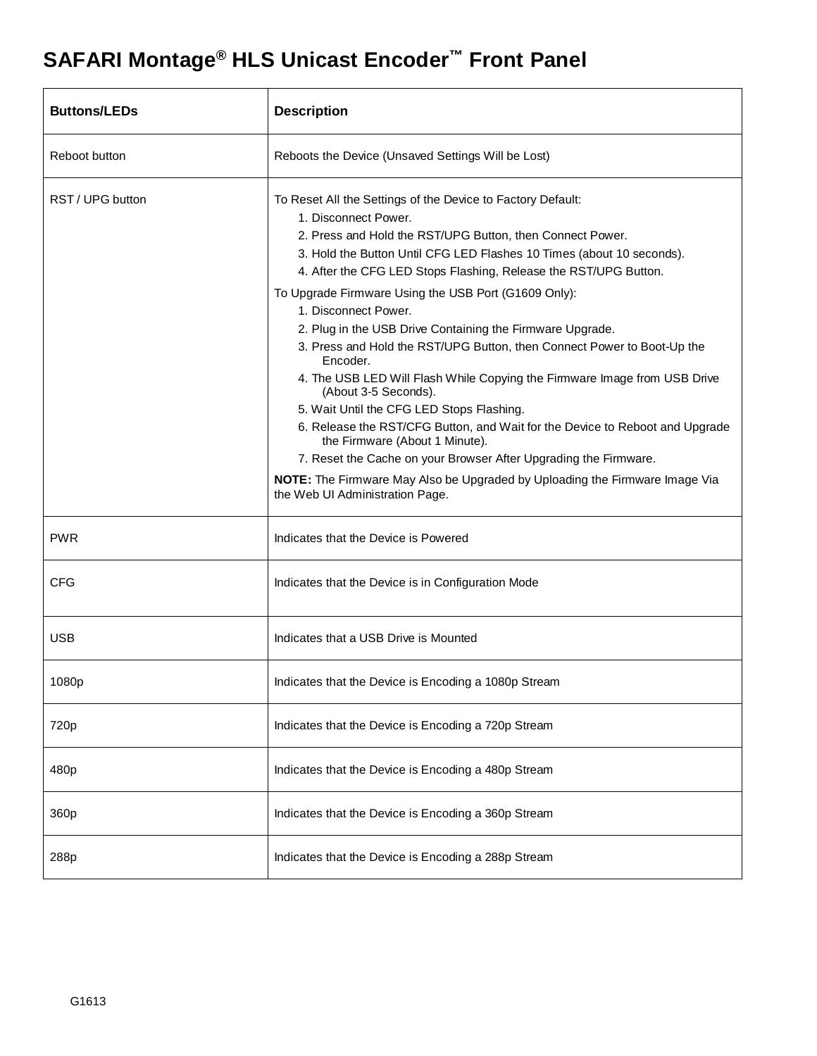# SAFARI Montage® HLS Unicast Encoder™ Front Panel

| Buttons/LEDs | Description |
|---|---|
| Reboot button | Reboots the Device (Unsaved Settings Will be Lost) |
| RST / UPG button | To Reset All the Settings of the Device to Factory Default:<br>1. Disconnect Power.<br>2. Press and Hold the RST/UPG Button, then Connect Power.<br>3. Hold the Button Until CFG LED Flashes 10 Times (about 10 seconds).<br>4. After the CFG LED Stops Flashing, Release the RST/UPG Button.<br>To Upgrade Firmware Using the USB Port (G1609 Only):<br>1. Disconnect Power.<br>2. Plug in the USB Drive Containing the Firmware Upgrade.<br>3. Press and Hold the RST/UPG Button, then Connect Power to Boot-Up the Encoder.<br>4. The USB LED Will Flash While Copying the Firmware Image from USB Drive (About 3-5 Seconds).<br>5. Wait Until the CFG LED Stops Flashing.<br>6. Release the RST/CFG Button, and Wait for the Device to Reboot and Upgrade the Firmware (About 1 Minute).<br>7. Reset the Cache on your Browser After Upgrading the Firmware.<br>**NOTE:** The Firmware May Also be Upgraded by Uploading the Firmware Image Via the Web UI Administration Page. |
| PWR | Indicates that the Device is Powered |
| CFG | Indicates that the Device is in Configuration Mode |
| USB | Indicates that a USB Drive is Mounted |
| 1080p | Indicates that the Device is Encoding a 1080p Stream |
| 720p | Indicates that the Device is Encoding a 720p Stream |
| 480p | Indicates that the Device is Encoding a 480p Stream |
| 360p | Indicates that the Device is Encoding a 360p Stream |
| 288p | Indicates that the Device is Encoding a 288p Stream |

G1613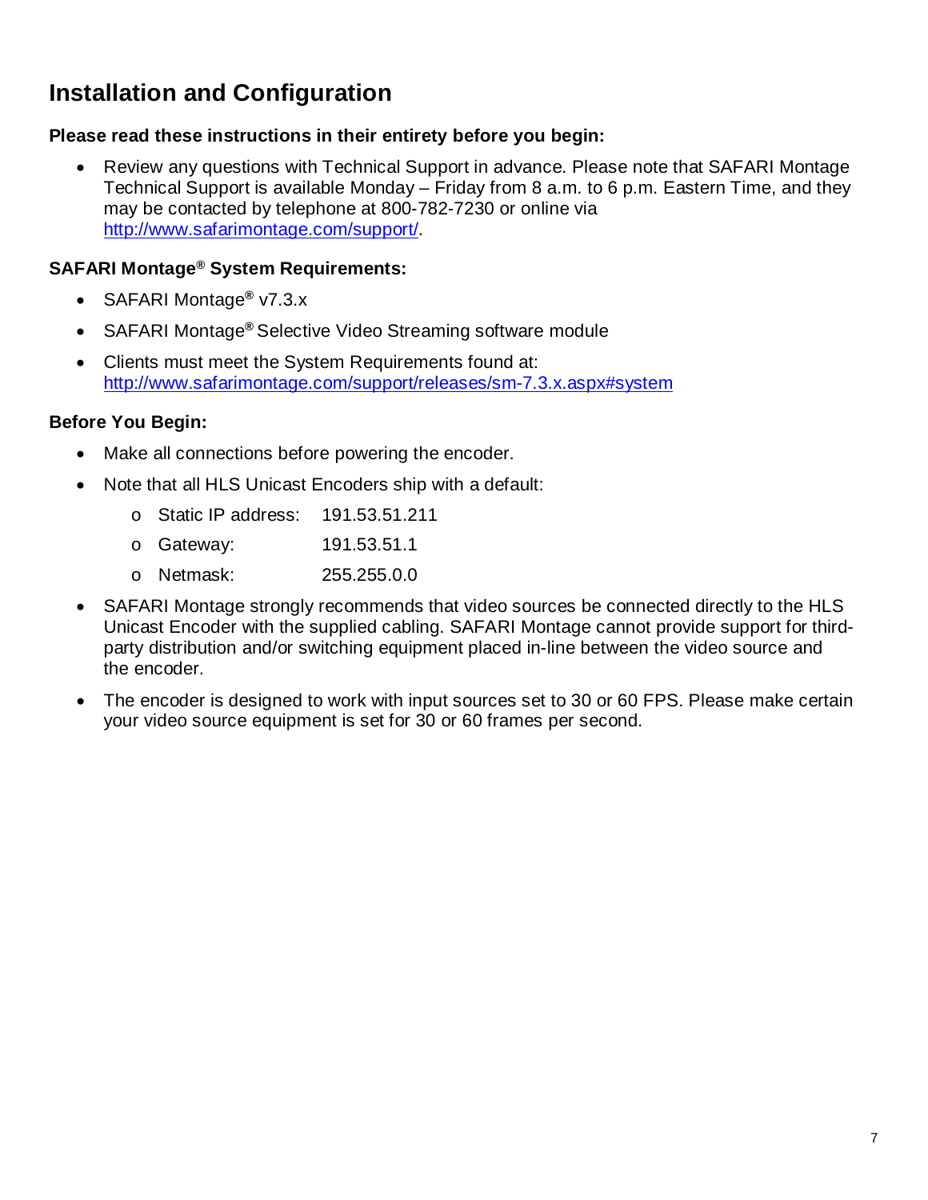## Installation and Configuration

**Please read these instructions in their entirety before you begin:**

- Review any questions with Technical Support in advance. Please note that SAFARI Montage Technical Support is available Monday – Friday from 8 a.m. to 6 p.m. Eastern Time, and they may be contacted by telephone at 800-782-7230 or online via [http://www.safarimontage.com/support/](http://www.safarimontage.com/support/).

**SAFARI Montage® System Requirements:**

- SAFARI Montage® v7.3.x
- SAFARI Montage® Selective Video Streaming software module
- Clients must meet the System Requirements found at: [http://www.safarimontage.com/support/releases/sm-7.3.x.aspx#system](http://www.safarimontage.com/support/releases/sm-7.3.x.aspx#system)

**Before You Begin:**

- Make all connections before powering the encoder.
- Note that all HLS Unicast Encoders ship with a default:
  - Static IP address: 191.53.51.211
  - Gateway: 191.53.51.1
  - Netmask: 255.255.0.0
- SAFARI Montage strongly recommends that video sources be connected directly to the HLS Unicast Encoder with the supplied cabling. SAFARI Montage cannot provide support for third-party distribution and/or switching equipment placed in-line between the video source and the encoder.
- The encoder is designed to work with input sources set to 30 or 60 FPS. Please make certain your video source equipment is set for 30 or 60 frames per second.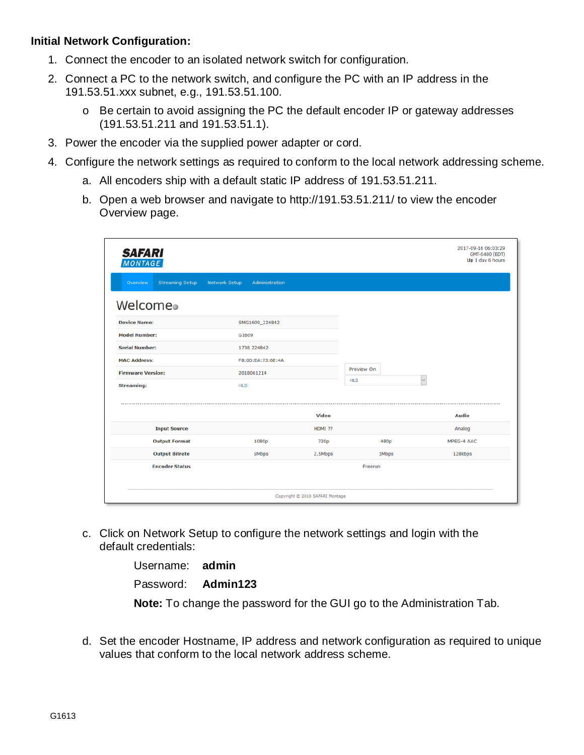**Initial Network Configuration:**

1. Connect the encoder to an isolated network switch for configuration.
2. Connect a PC to the network switch, and configure the PC with an IP address in the 191.53.51.xxx subnet, e.g., 191.53.51.100.
   - Be certain to avoid assigning the PC the default encoder IP or gateway addresses (191.53.51.211 and 191.53.51.1).
3. Power the encoder via the supplied power adapter or cord.
4. Configure the network settings as required to conform to the local network addressing scheme.
   a. All encoders ship with a default static IP address of 191.53.51.211.
   b. Open a web browser and navigate to http://191.53.51.211/ to view the encoder Overview page.

   c. Click on Network Setup to configure the network settings and login with the default credentials:

      Username: **admin**

      Password: **Admin123**

      **Note:** To change the password for the GUI go to the Administration Tab.

   d. Set the encoder Hostname, IP address and network configuration as required to unique values that conform to the local network address scheme.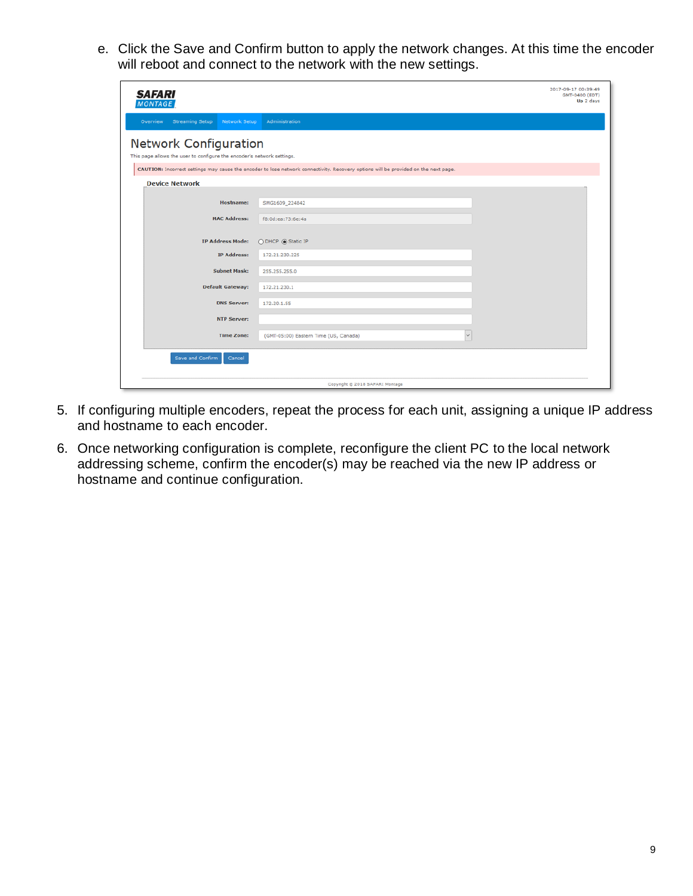e. Click the Save and Confirm button to apply the network changes. At this time the encoder will reboot and connect to the network with the new settings.

5. If configuring multiple encoders, repeat the process for each unit, assigning a unique IP address and hostname to each encoder.
6. Once networking configuration is complete, reconfigure the client PC to the local network addressing scheme, confirm the encoder(s) may be reached via the new IP address or hostname and continue configuration.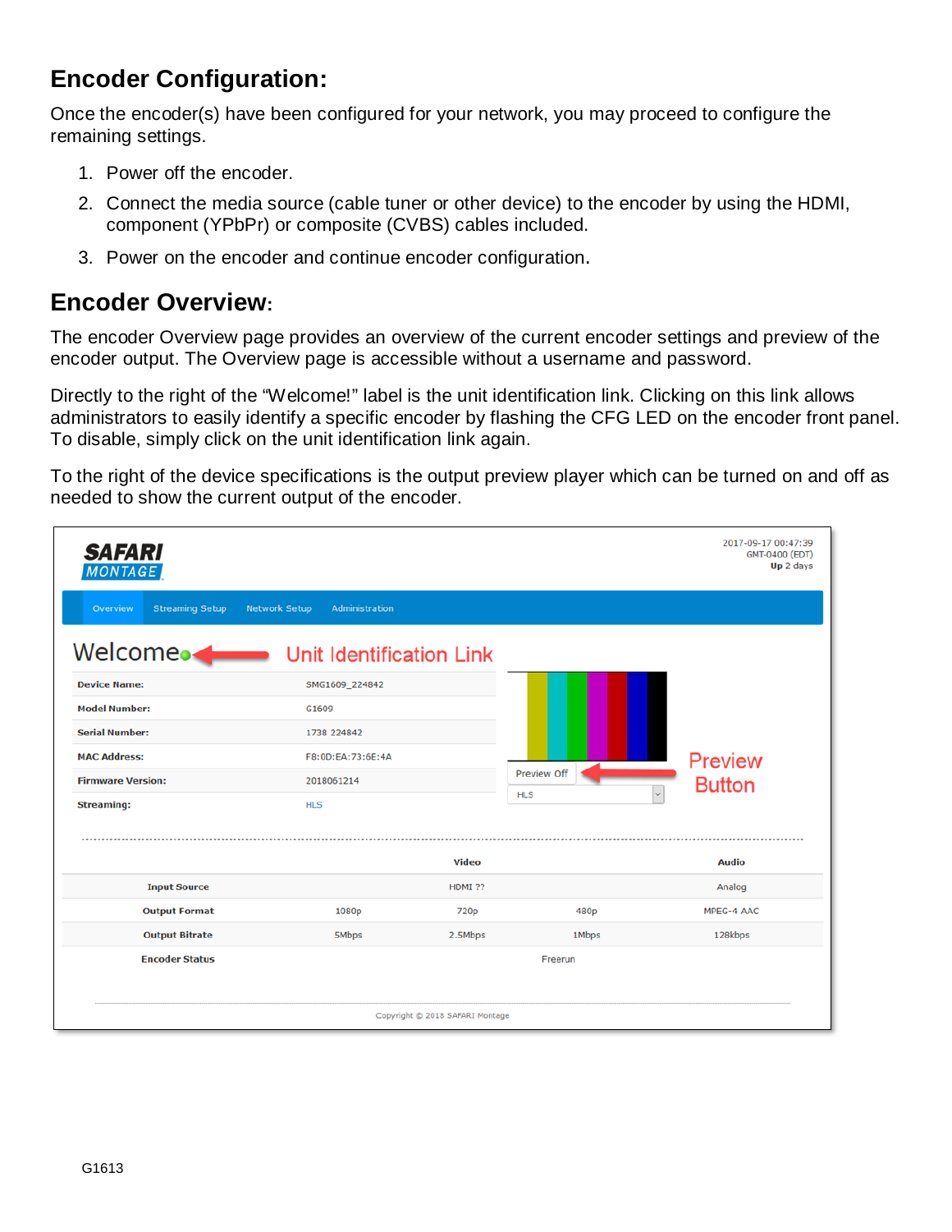## Encoder Configuration:

Once the encoder(s) have been configured for your network, you may proceed to configure the remaining settings.

1. Power off the encoder.
2. Connect the media source (cable tuner or other device) to the encoder by using the HDMI, component (YPbPr) or composite (CVBS) cables included.
3. Power on the encoder and continue encoder configuration.

## Encoder Overview:

The encoder Overview page provides an overview of the current encoder settings and preview of the encoder output. The Overview page is accessible without a username and password.

Directly to the right of the "Welcome!" label is the unit identification link. Clicking on this link allows administrators to easily identify a specific encoder by flashing the CFG LED on the encoder front panel. To disable, simply click on the unit identification link again.

To the right of the device specifications is the output preview player which can be turned on and off as needed to show the current output of the encoder.

SAFARI MONTAGE

2017-09-17 00:47:39
GMT-0400 (EDT)
**Up** 2 days

Overview | Streaming Setup | Network Setup | Administration

Welcome — Unit Identification Link

| | |
|---|---|
| **Device Name:** | SMG1609_224842 |
| **Model Number:** | G1609 |
| **Serial Number:** | 1738 224842 |
| **MAC Address:** | F8:0D:EA:73:6E:4A |
| **Firmware Version:** | 2018061214 |
| **Streaming:** | HLS |

Preview Off — Preview Button

HLS

| | | Video | | Audio |
|---|---|---|---|---|
| **Input Source** | | HDMI ?? | | Analog |
| **Output Format** | 1080p | 720p | 480p | MPEG-4 AAC |
| **Output Bitrate** | 5Mbps | 2.5Mbps | 1Mbps | 128kbps |
| **Encoder Status** | | Freerun | | |

Copyright © 2018 SAFARI Montage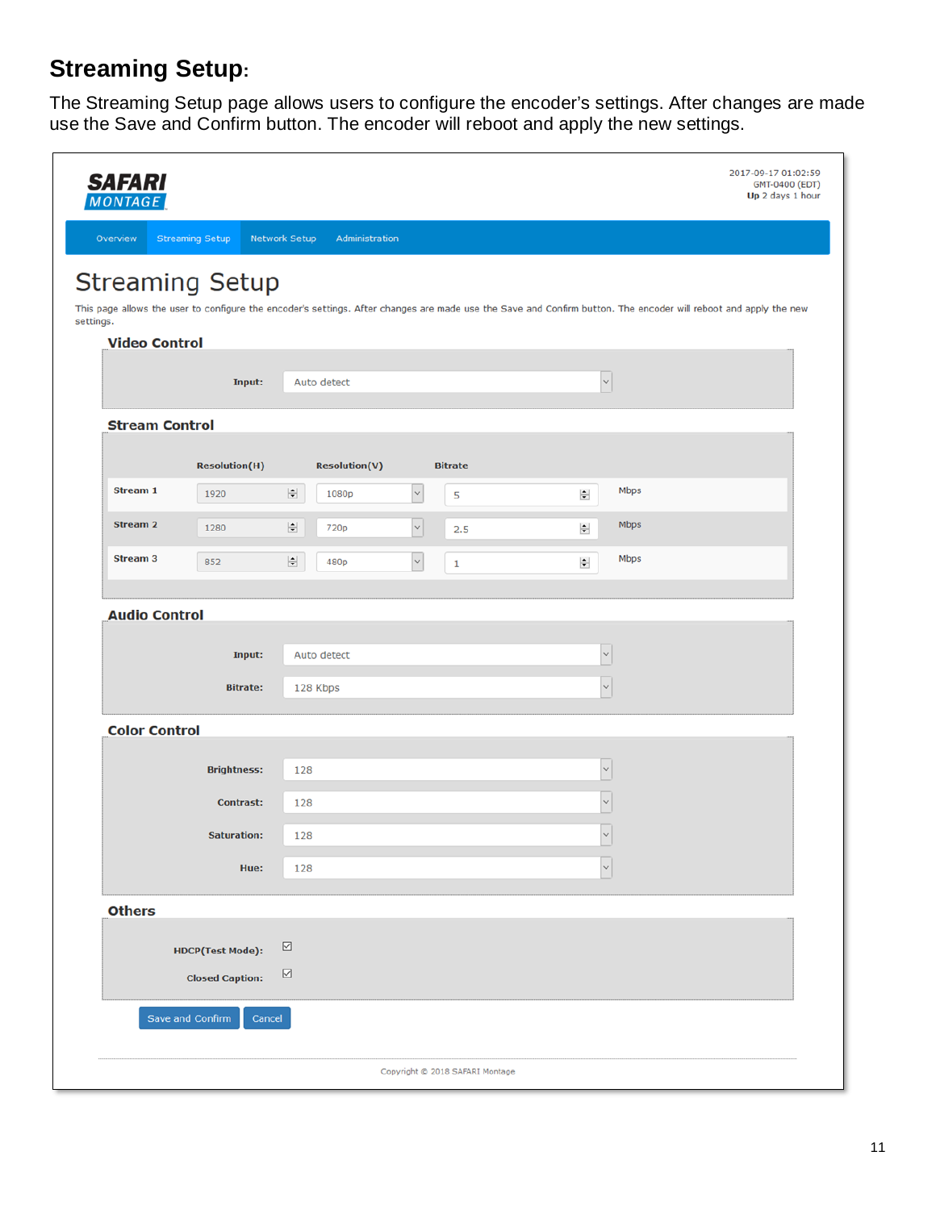## Streaming Setup:

The Streaming Setup page allows users to configure the encoder's settings. After changes are made use the Save and Confirm button. The encoder will reboot and apply the new settings.

SAFARI MONTAGE

2017-09-17 01:02:59
GMT-0400 (EDT)
**Up** 2 days 1 hour

Overview | Streaming Setup | Network Setup | Administration

# Streaming Setup

This page allows the user to configure the encoder's settings. After changes are made use the Save and Confirm button. The encoder will reboot and apply the new settings.

### Video Control

**Input:** Auto detect

### Stream Control

| | Resolution(H) | Resolution(V) | Bitrate | |
|---|---|---|---|---|
| **Stream 1** | 1920 | 1080p | 5 | Mbps |
| **Stream 2** | 1280 | 720p | 2.5 | Mbps |
| **Stream 3** | 852 | 480p | 1 | Mbps |

### Audio Control

**Input:** Auto detect

**Bitrate:** 128 Kbps

### Color Control

**Brightness:** 128

**Contrast:** 128

**Saturation:** 128

**Hue:** 128

### Others

**HDCP(Test Mode):** ☑

**Closed Caption:** ☑

Save and Confirm | Cancel

Copyright © 2018 SAFARI Montage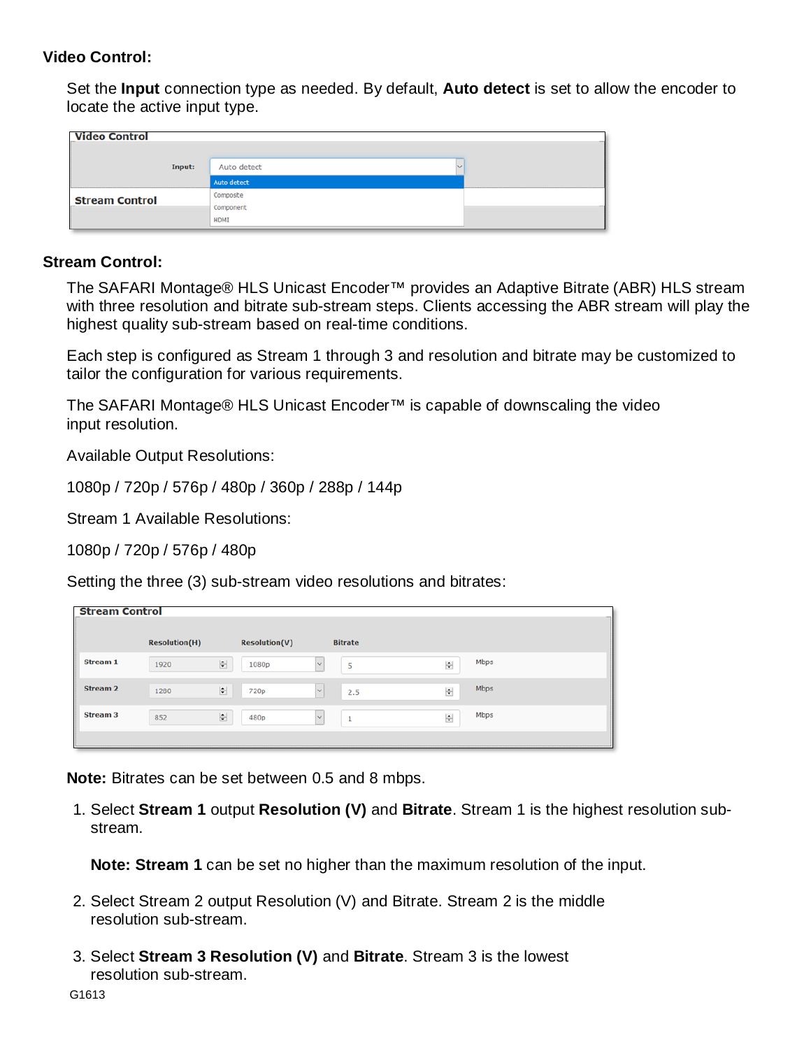**Video Control:**

Set the **Input** connection type as needed. By default, **Auto detect** is set to allow the encoder to locate the active input type.

**Stream Control:**

The SAFARI Montage® HLS Unicast Encoder™ provides an Adaptive Bitrate (ABR) HLS stream with three resolution and bitrate sub-stream steps. Clients accessing the ABR stream will play the highest quality sub-stream based on real-time conditions.

Each step is configured as Stream 1 through 3 and resolution and bitrate may be customized to tailor the configuration for various requirements.

The SAFARI Montage® HLS Unicast Encoder™ is capable of downscaling the video input resolution.

Available Output Resolutions:

1080p / 720p / 576p / 480p / 360p / 288p / 144p

Stream 1 Available Resolutions:

1080p / 720p / 576p / 480p

Setting the three (3) sub-stream video resolutions and bitrates:

**Note:** Bitrates can be set between 0.5 and 8 mbps.

1. Select **Stream 1** output **Resolution (V)** and **Bitrate**. Stream 1 is the highest resolution sub-stream.

   **Note: Stream 1** can be set no higher than the maximum resolution of the input.

2. Select Stream 2 output Resolution (V) and Bitrate. Stream 2 is the middle resolution sub-stream.

3. Select **Stream 3 Resolution (V)** and **Bitrate**. Stream 3 is the lowest resolution sub-stream.

G1613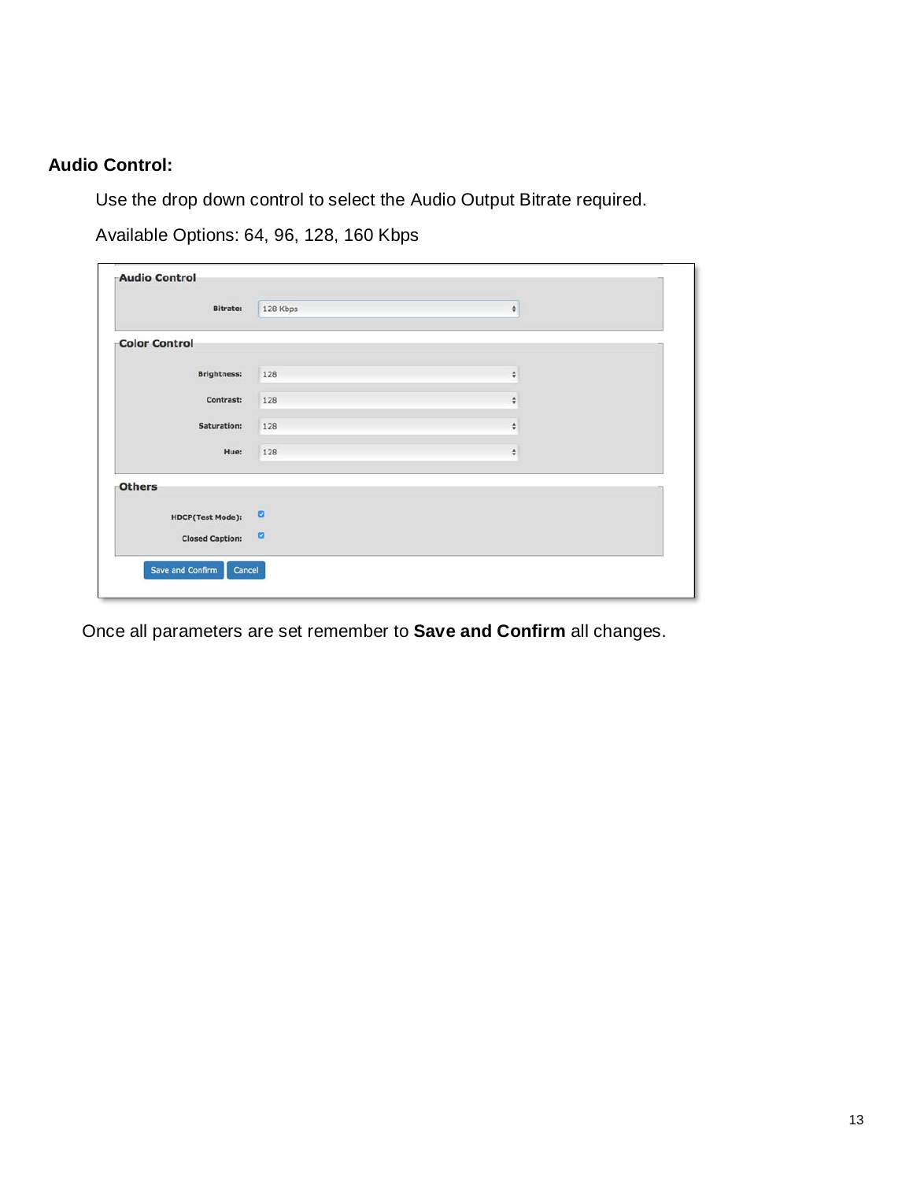**Audio Control:**

Use the drop down control to select the Audio Output Bitrate required.

Available Options: 64, 96, 128, 160 Kbps

Once all parameters are set remember to **Save and Confirm** all changes.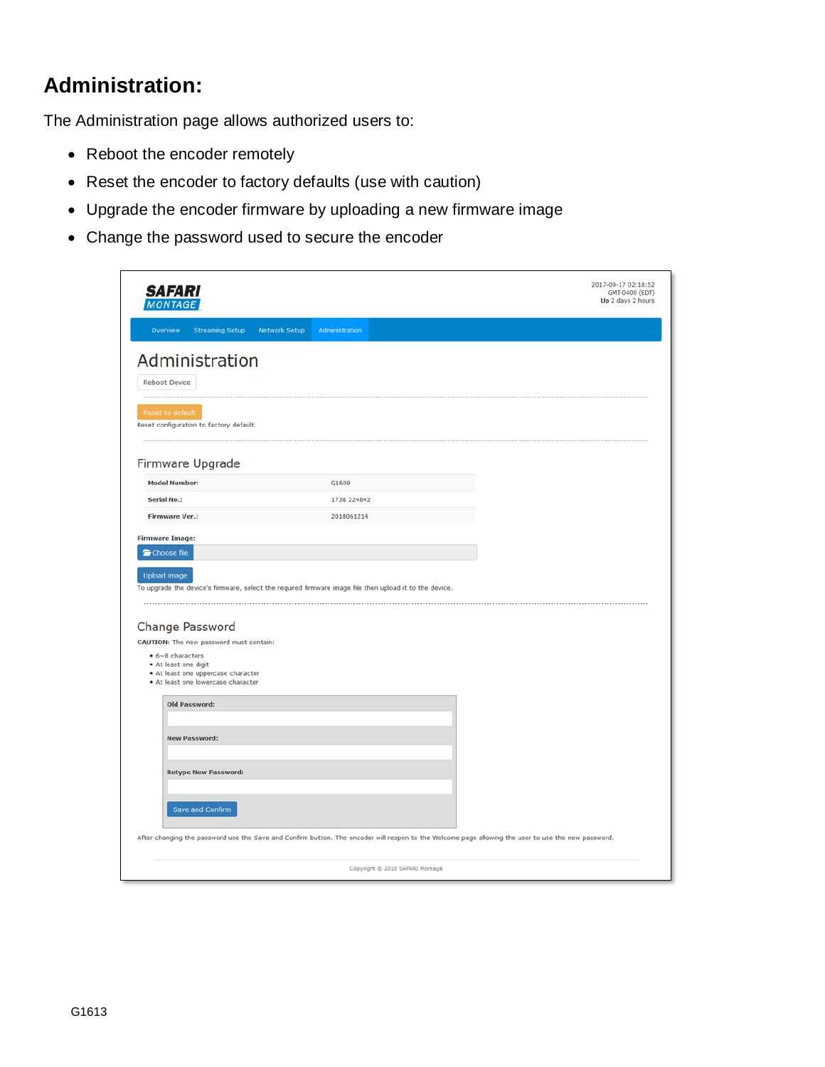## Administration:

The Administration page allows authorized users to:

- Reboot the encoder remotely
- Reset the encoder to factory defaults (use with caution)
- Upgrade the encoder firmware by uploading a new firmware image
- Change the password used to secure the encoder

2017-09-17 02:18:52
GMT-0400 (EDT)
Up 2 days 2 hours

Overview | Streaming Setup | Network Setup | Administration

# Administration

Reboot Device

Reset to default

Reset configuration to factory default.

### Firmware Upgrade

| | |
|---|---|
| **Model Number:** | G1609 |
| **Serial No.:** | 1738 224842 |
| **Firmware Ver.:** | 2018061214 |

**Firmware Image:**

Choose file

Upload image

To upgrade the device's firmware, select the required firmware image file then upload it to the device.

### Change Password

**CAUTION:** The new password must contain:

- 6~8 characters
- At least one digit
- At least one uppercase character
- At least one lowercase character

**Old Password:**

**New Password:**

**Retype New Password:**

Save and Confirm

After changing the password use the Save and Confirm button. The encoder will reopen to the Welcome page allowing the user to use the new password.

Copyright © 2018 SAFARI Montage

G1613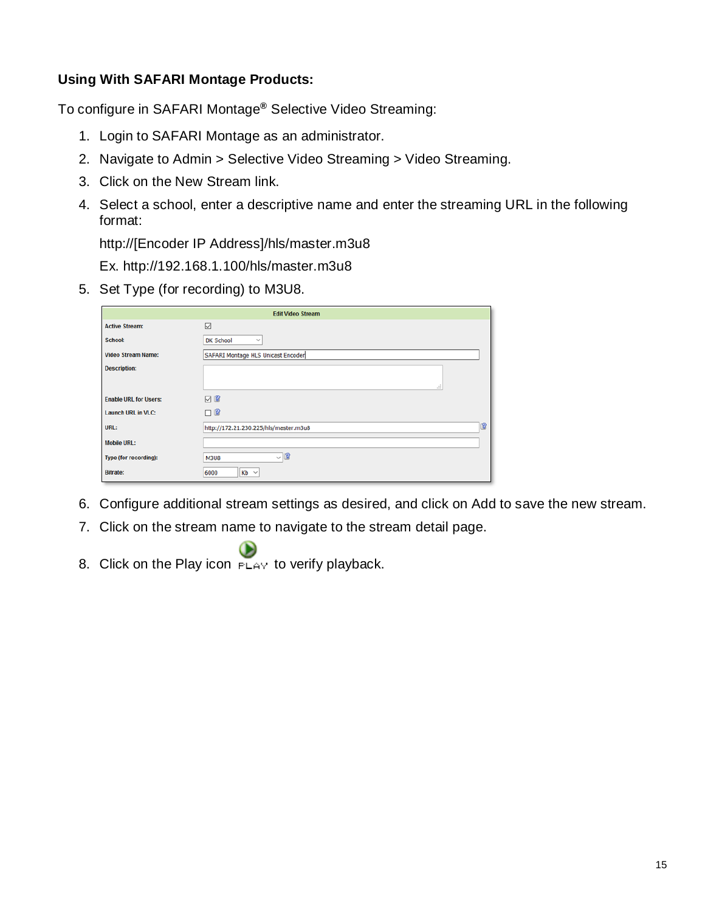**Using With SAFARI Montage Products:**

To configure in SAFARI Montage® Selective Video Streaming:

1. Login to SAFARI Montage as an administrator.
2. Navigate to Admin > Selective Video Streaming > Video Streaming.
3. Click on the New Stream link.
4. Select a school, enter a descriptive name and enter the streaming URL in the following format:

   http://[Encoder IP Address]/hls/master.m3u8

   Ex. http://192.168.1.100/hls/master.m3u8
5. Set Type (for recording) to M3U8.

| Edit Video Stream | |
|---|---|
| Active Stream: | ☑ |
| School: | DK School |
| Video Stream Name: | SAFARI Montage HLS Unicast Encoder |
| Description: | |
| Enable URL for Users: | ☑ |
| Launch URL in VLC: | ☐ |
| URL: | http://172.21.230.225/hls/master.m3u8 |
| Mobile URL: | |
| Type (for recording): | M3U8 |
| Bitrate: | 6000 Kb |

6. Configure additional stream settings as desired, and click on Add to save the new stream.
7. Click on the stream name to navigate to the stream detail page.
8. Click on the Play icon PLAY to verify playback.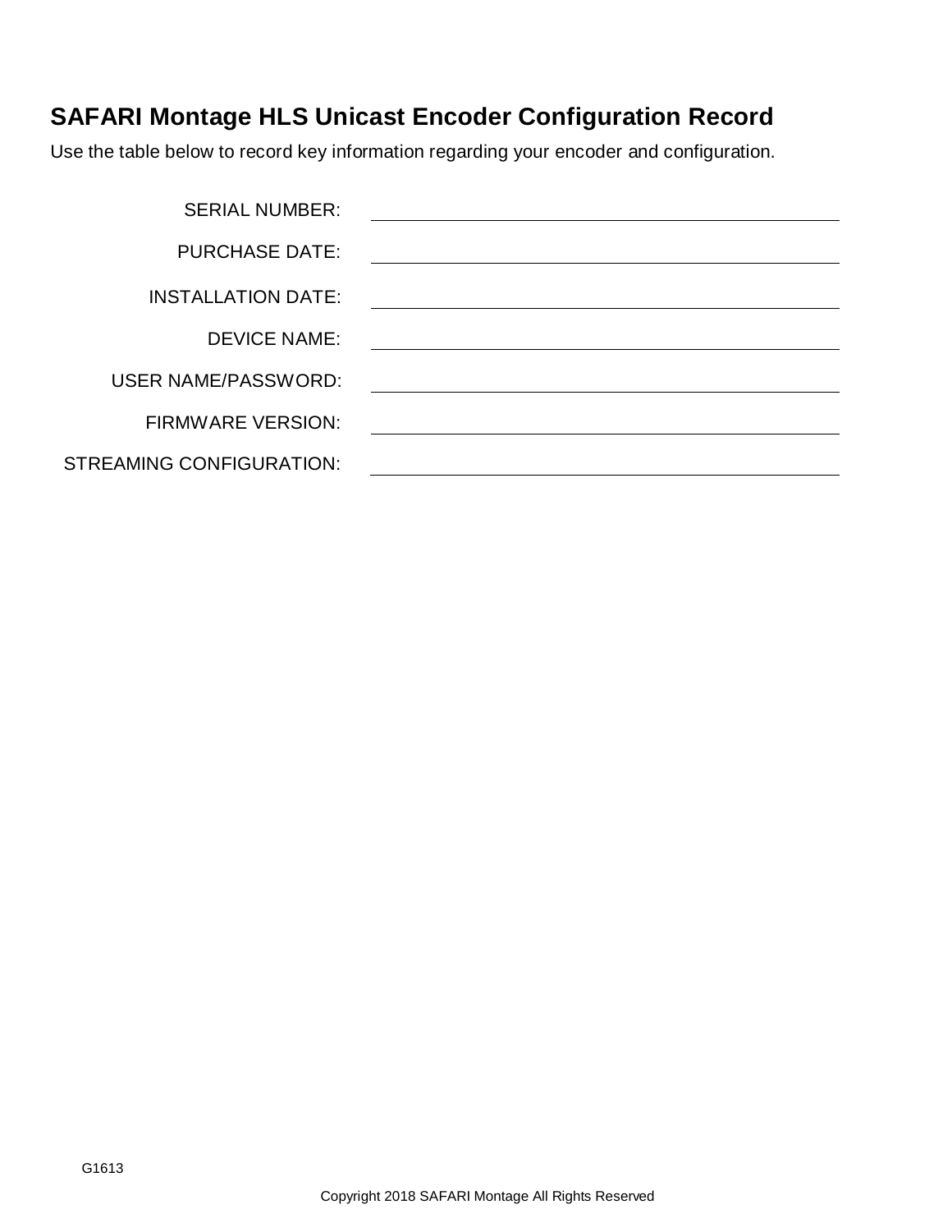## SAFARI Montage HLS Unicast Encoder Configuration Record

Use the table below to record key information regarding your encoder and configuration.

| | |
|---|---|
| SERIAL NUMBER: | |
| PURCHASE DATE: | |
| INSTALLATION DATE: | |
| DEVICE NAME: | |
| USER NAME/PASSWORD: | |
| FIRMWARE VERSION: | |
| STREAMING CONFIGURATION: | |

G1613

Copyright 2018 SAFARI Montage All Rights Reserved